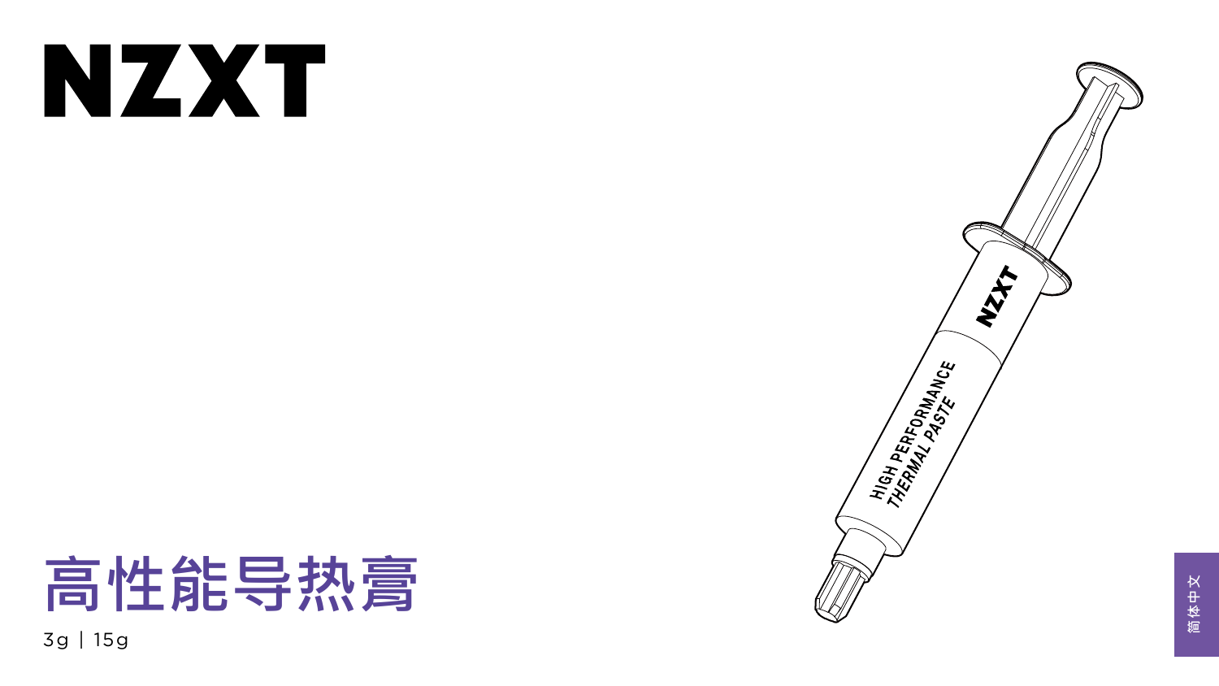# NZXT

# 高性能导热膏

3g | 15g

简体中文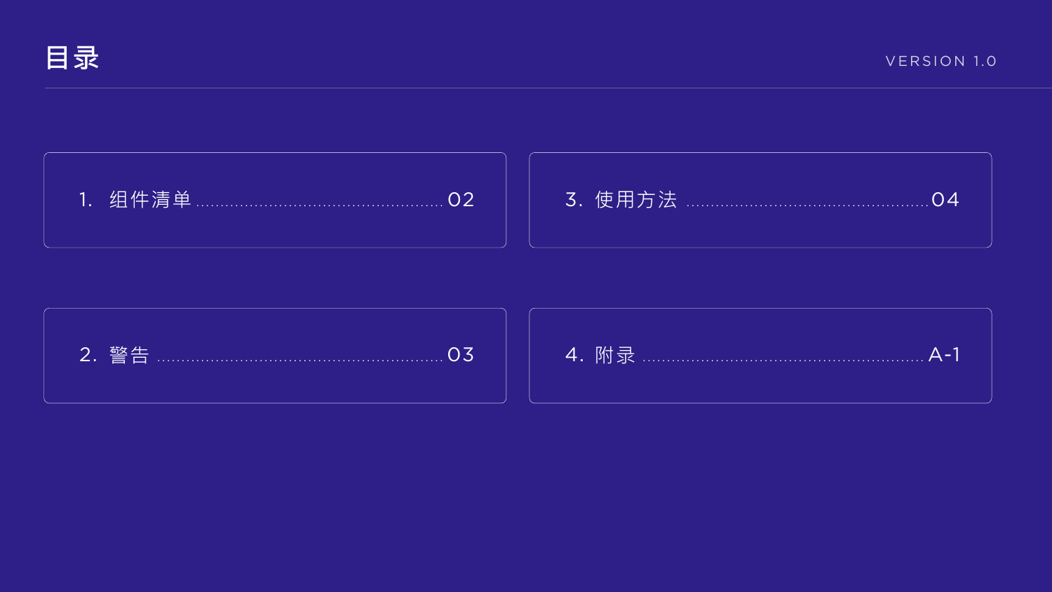# 目录

VERSION 1.0

1. 组件清单 ........................................ 02
2. 警告 ........................................ 03
3. 使用方法 ........................................ 04
4. 附录 ........................................ A-1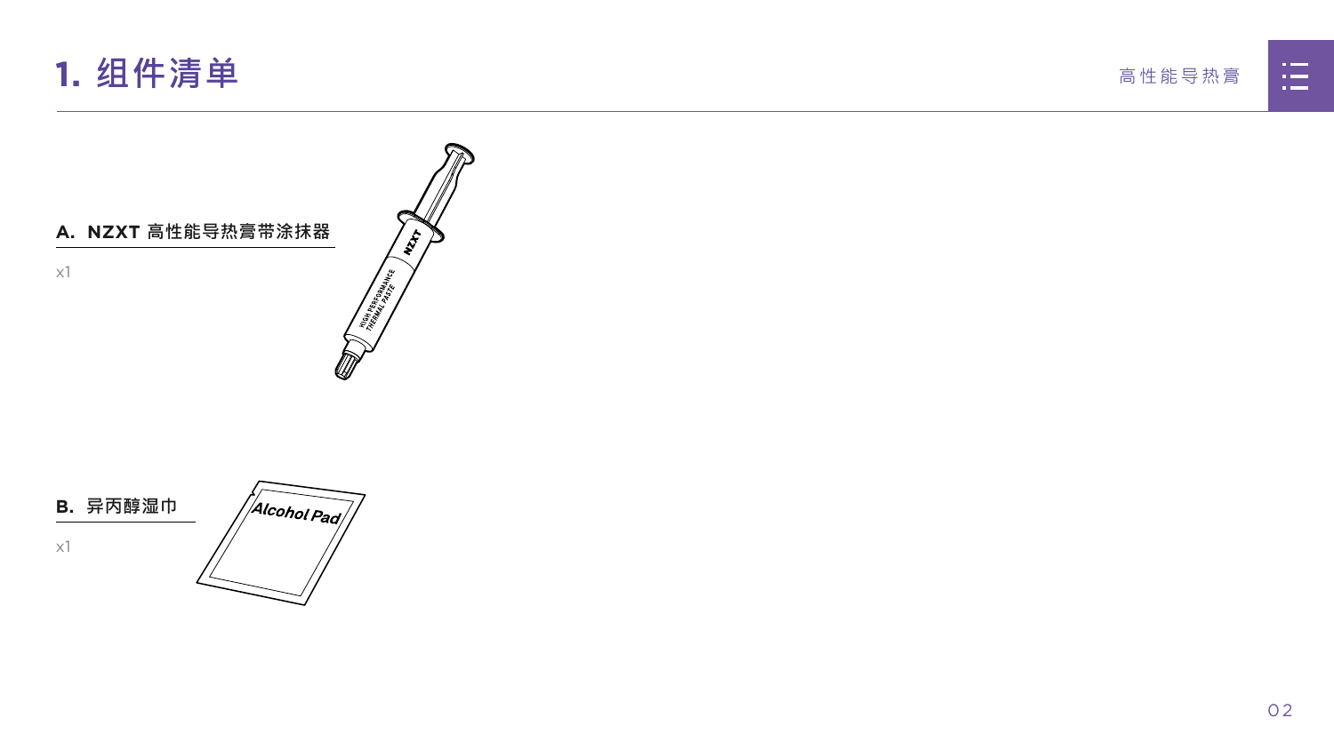# 1. 组件清单

**A. NZXT 高性能导热膏带涂抹器**

x1

**B. 异丙醇湿巾**

x1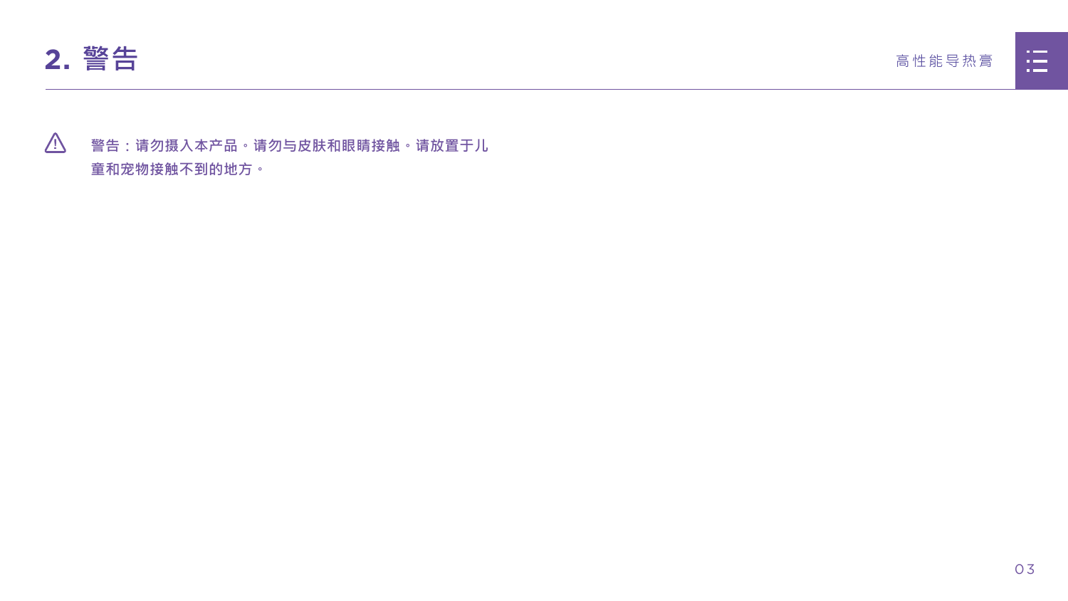# 2. 警告

⚠ **警告：请勿摄入本产品。请勿与皮肤和眼睛接触。请放置于儿童和宠物接触不到的地方。**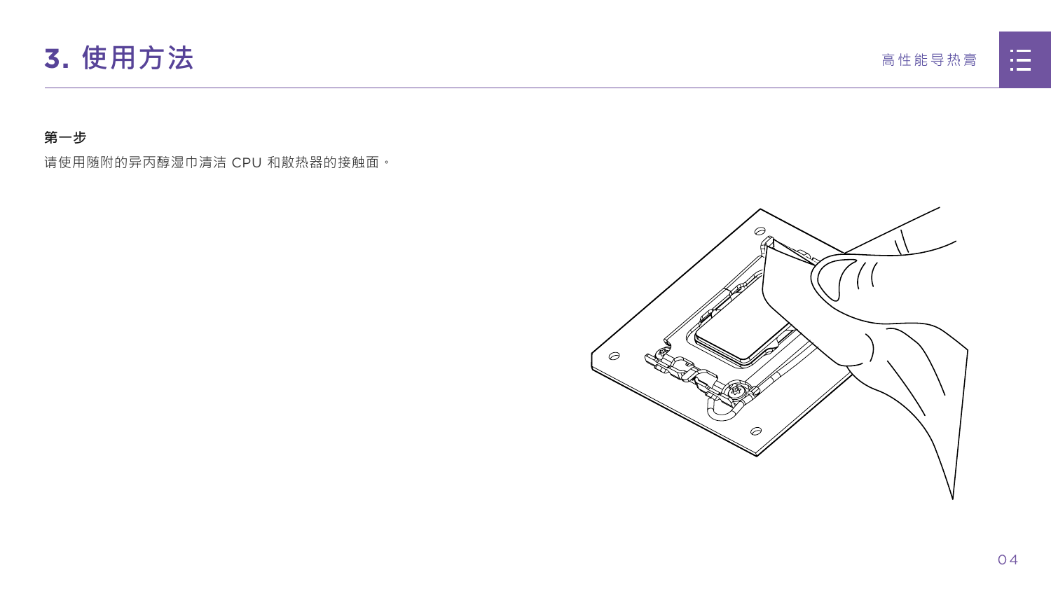# 3. 使用方法

**第一步**

请使用随附的异丙醇湿巾清洁 CPU 和散热器的接触面。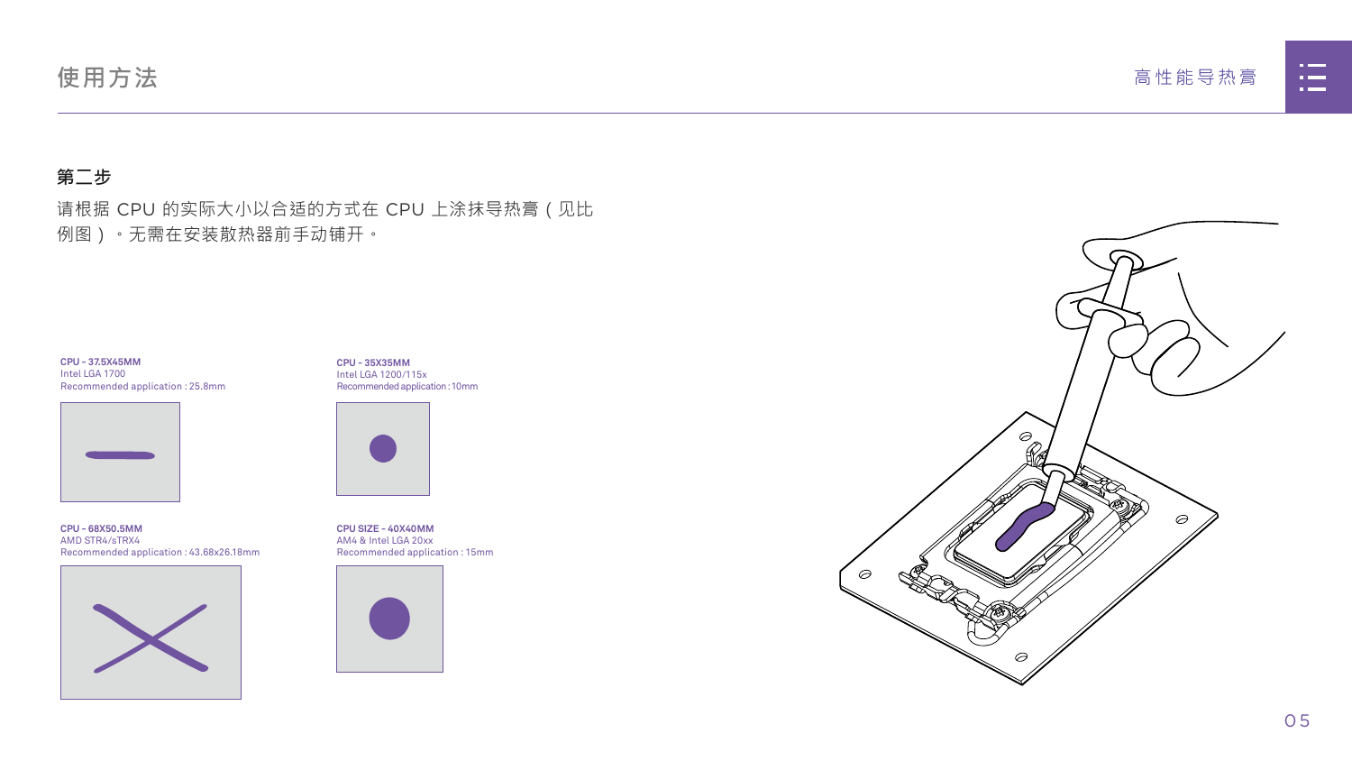# 使用方法

## 第二步

请根据 CPU 的实际大小以合适的方式在 CPU 上涂抹导热膏（见比例图）。无需在安装散热器前手动铺开。

**CPU - 37.5X45MM**
Intel LGA 1700
Recommended application : 25.8mm

**CPU - 35X35MM**
Intel LGA 1200/115x
Recommended application : 10mm

**CPU - 68X50.5MM**
AMD STR4/sTRX4
Recommended application : 43.68x26.18mm

**CPU SIZE - 40X40MM**
AM4 & Intel LGA 20xx
Recommended application : 15mm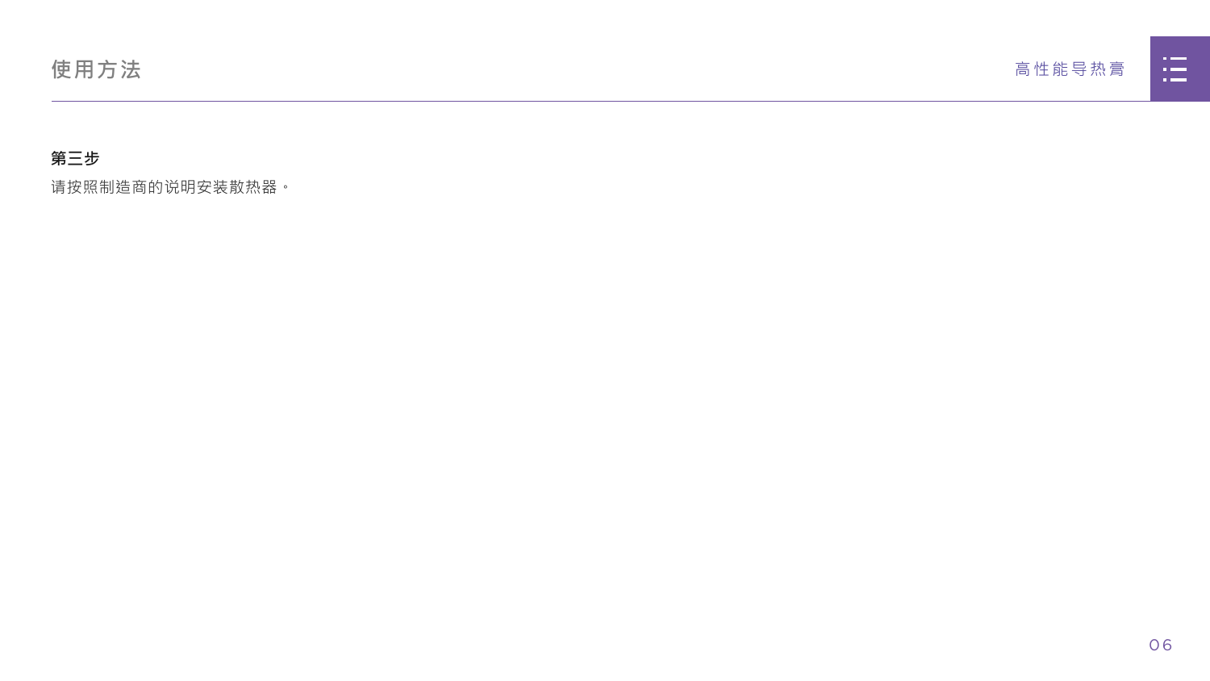## 使用方法

**第三步**

请按照制造商的说明安装散热器。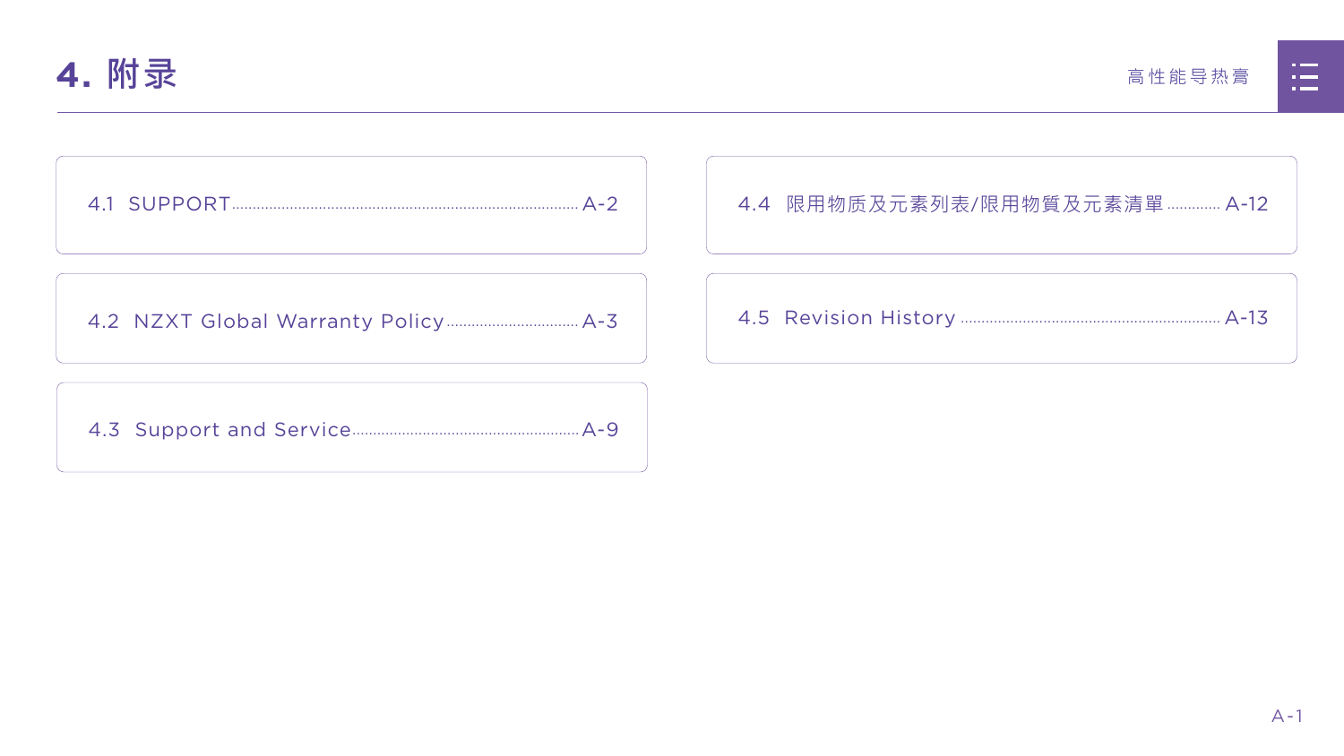# 4. 附录

- 4.1 SUPPORT ........ A-2
- 4.2 NZXT Global Warranty Policy ........ A-3
- 4.3 Support and Service ........ A-9
- 4.4 限用物质及元素列表/限用物質及元素清單 ........ A-12
- 4.5 Revision History ........ A-13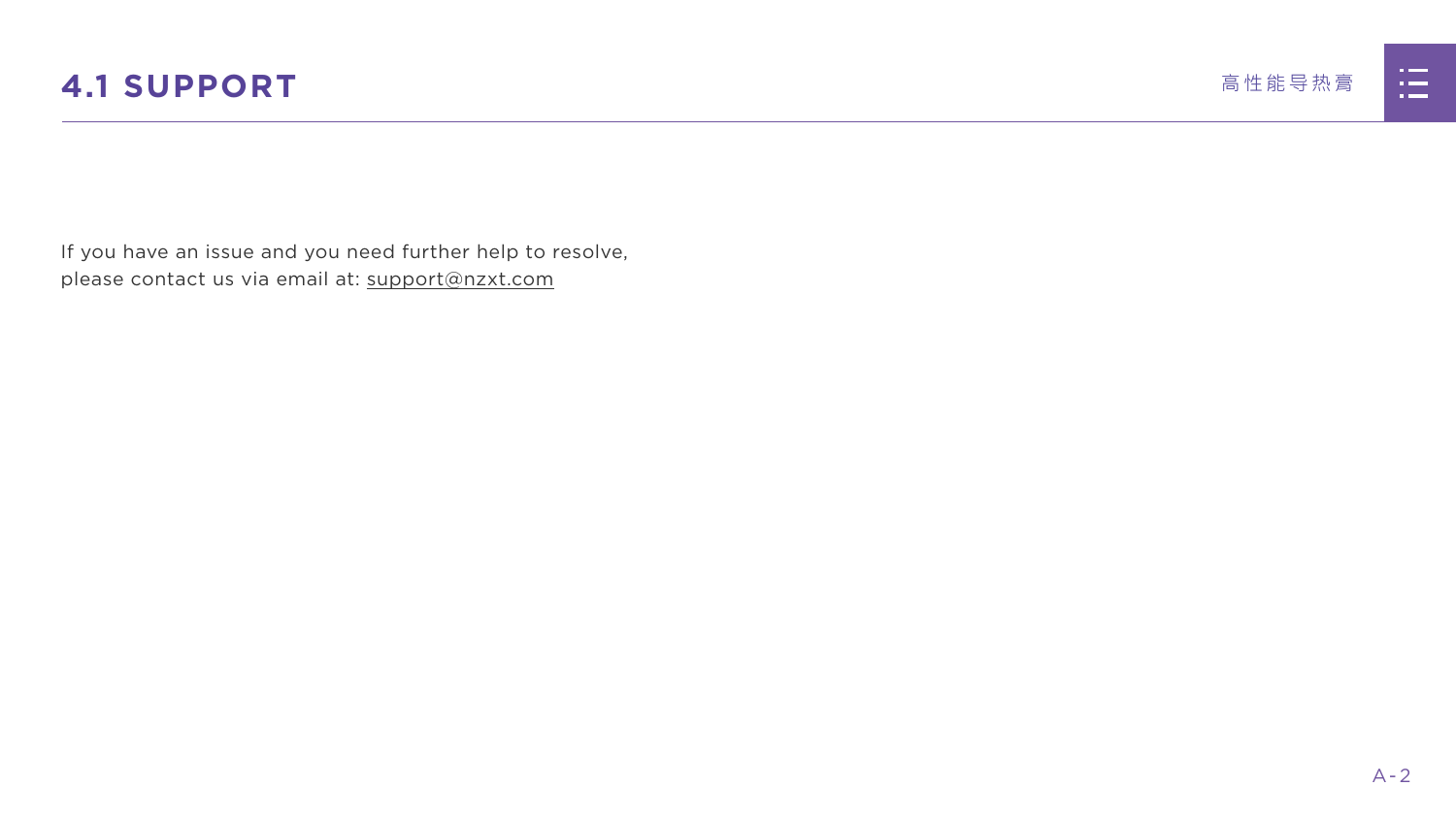# 4.1 SUPPORT

If you have an issue and you need further help to resolve, please contact us via email at: support@nzxt.com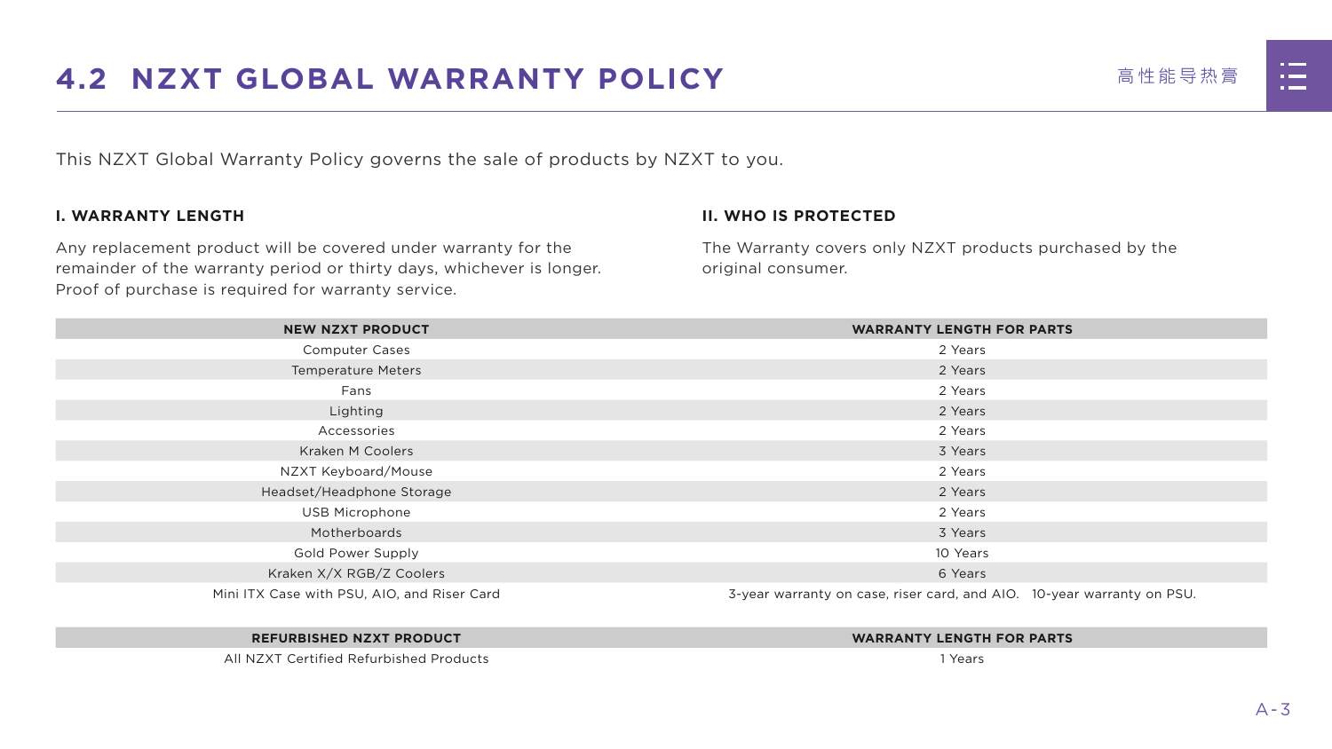# 4.2 NZXT GLOBAL WARRANTY POLICY

This NZXT Global Warranty Policy governs the sale of products by NZXT to you.

### I. WARRANTY LENGTH

Any replacement product will be covered under warranty for the remainder of the warranty period or thirty days, whichever is longer. Proof of purchase is required for warranty service.

### II. WHO IS PROTECTED

The Warranty covers only NZXT products purchased by the original consumer.

| NEW NZXT PRODUCT | WARRANTY LENGTH FOR PARTS |
|---|---|
| Computer Cases | 2 Years |
| Temperature Meters | 2 Years |
| Fans | 2 Years |
| Lighting | 2 Years |
| Accessories | 2 Years |
| Kraken M Coolers | 3 Years |
| NZXT Keyboard/Mouse | 2 Years |
| Headset/Headphone Storage | 2 Years |
| USB Microphone | 2 Years |
| Motherboards | 3 Years |
| Gold Power Supply | 10 Years |
| Kraken X/X RGB/Z Coolers | 6 Years |
| Mini ITX Case with PSU, AIO, and Riser Card | 3-year warranty on case, riser card, and AIO. 10-year warranty on PSU. |

| REFURBISHED NZXT PRODUCT | WARRANTY LENGTH FOR PARTS |
|---|---|
| All NZXT Certified Refurbished Products | 1 Years |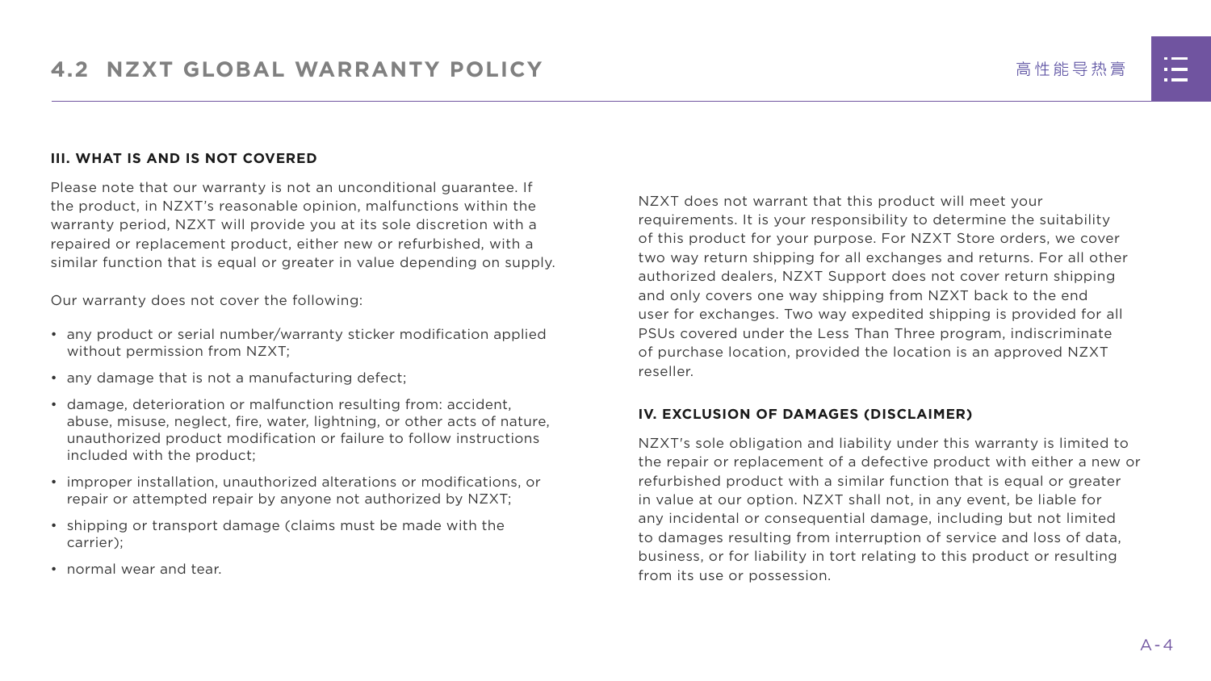## 4.2 NZXT GLOBAL WARRANTY POLICY

### III. WHAT IS AND IS NOT COVERED

Please note that our warranty is not an unconditional guarantee. If the product, in NZXT's reasonable opinion, malfunctions within the warranty period, NZXT will provide you at its sole discretion with a repaired or replacement product, either new or refurbished, with a similar function that is equal or greater in value depending on supply.

Our warranty does not cover the following:

- any product or serial number/warranty sticker modification applied without permission from NZXT;
- any damage that is not a manufacturing defect;
- damage, deterioration or malfunction resulting from: accident, abuse, misuse, neglect, fire, water, lightning, or other acts of nature, unauthorized product modification or failure to follow instructions included with the product;
- improper installation, unauthorized alterations or modifications, or repair or attempted repair by anyone not authorized by NZXT;
- shipping or transport damage (claims must be made with the carrier);
- normal wear and tear.

NZXT does not warrant that this product will meet your requirements. It is your responsibility to determine the suitability of this product for your purpose. For NZXT Store orders, we cover two way return shipping for all exchanges and returns. For all other authorized dealers, NZXT Support does not cover return shipping and only covers one way shipping from NZXT back to the end user for exchanges. Two way expedited shipping is provided for all PSUs covered under the Less Than Three program, indiscriminate of purchase location, provided the location is an approved NZXT reseller.

### IV. EXCLUSION OF DAMAGES (DISCLAIMER)

NZXT's sole obligation and liability under this warranty is limited to the repair or replacement of a defective product with either a new or refurbished product with a similar function that is equal or greater in value at our option. NZXT shall not, in any event, be liable for any incidental or consequential damage, including but not limited to damages resulting from interruption of service and loss of data, business, or for liability in tort relating to this product or resulting from its use or possession.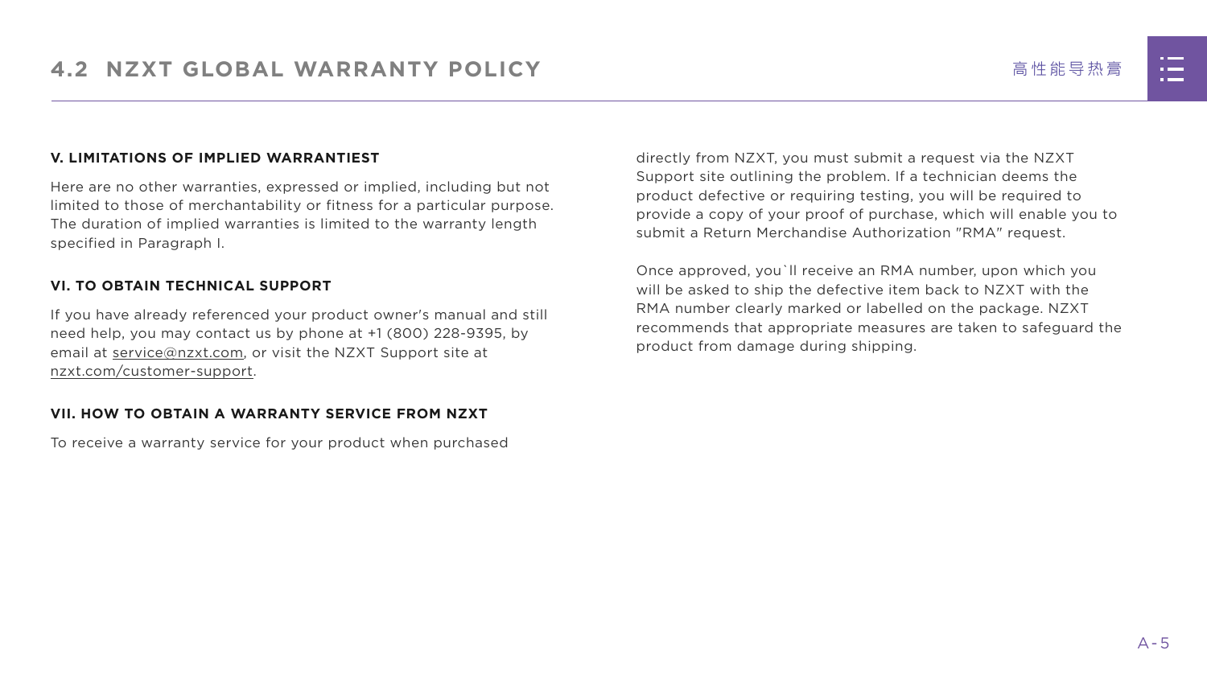## V. LIMITATIONS OF IMPLIED WARRANTIEST

Here are no other warranties, expressed or implied, including but not limited to those of merchantability or fitness for a particular purpose. The duration of implied warranties is limited to the warranty length specified in Paragraph I.

## VI. TO OBTAIN TECHNICAL SUPPORT

If you have already referenced your product owner's manual and still need help, you may contact us by phone at +1 (800) 228-9395, by email at service@nzxt.com, or visit the NZXT Support site at nzxt.com/customer-support.

## VII. HOW TO OBTAIN A WARRANTY SERVICE FROM NZXT

To receive a warranty service for your product when purchased directly from NZXT, you must submit a request via the NZXT Support site outlining the problem. If a technician deems the product defective or requiring testing, you will be required to provide a copy of your proof of purchase, which will enable you to submit a Return Merchandise Authorization "RMA" request.

Once approved, you`ll receive an RMA number, upon which you will be asked to ship the defective item back to NZXT with the RMA number clearly marked or labelled on the package. NZXT recommends that appropriate measures are taken to safeguard the product from damage during shipping.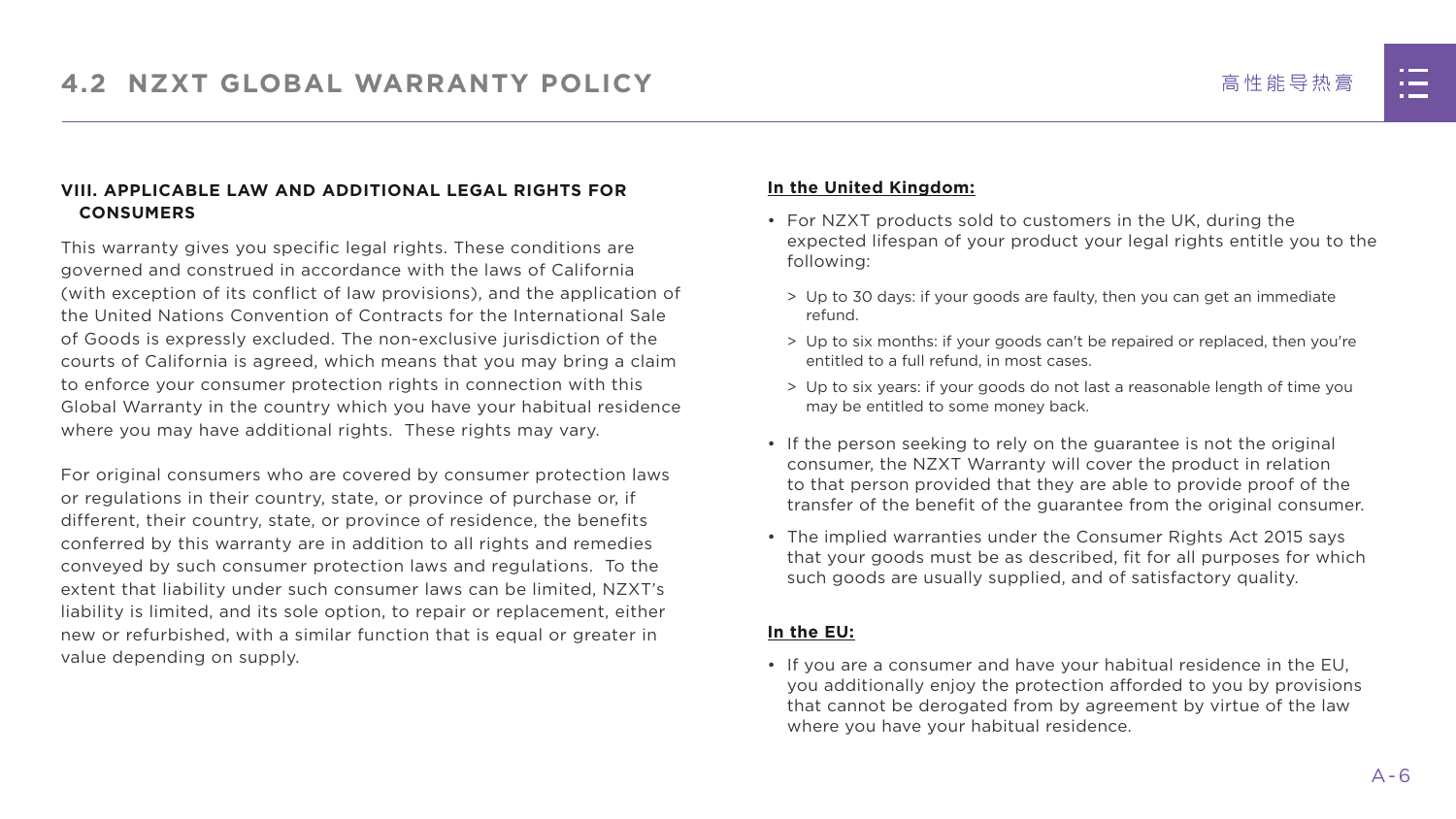### VIII. APPLICABLE LAW AND ADDITIONAL LEGAL RIGHTS FOR CONSUMERS

This warranty gives you specific legal rights. These conditions are governed and construed in accordance with the laws of California (with exception of its conflict of law provisions), and the application of the United Nations Convention of Contracts for the International Sale of Goods is expressly excluded. The non-exclusive jurisdiction of the courts of California is agreed, which means that you may bring a claim to enforce your consumer protection rights in connection with this Global Warranty in the country which you have your habitual residence where you may have additional rights. These rights may vary.

For original consumers who are covered by consumer protection laws or regulations in their country, state, or province of purchase or, if different, their country, state, or province of residence, the benefits conferred by this warranty are in addition to all rights and remedies conveyed by such consumer protection laws and regulations. To the extent that liability under such consumer laws can be limited, NZXT's liability is limited, and its sole option, to repair or replacement, either new or refurbished, with a similar function that is equal or greater in value depending on supply.

**In the United Kingdom:**

- For NZXT products sold to customers in the UK, during the expected lifespan of your product your legal rights entitle you to the following:
  - Up to 30 days: if your goods are faulty, then you can get an immediate refund.
  - Up to six months: if your goods can't be repaired or replaced, then you're entitled to a full refund, in most cases.
  - Up to six years: if your goods do not last a reasonable length of time you may be entitled to some money back.
- If the person seeking to rely on the guarantee is not the original consumer, the NZXT Warranty will cover the product in relation to that person provided that they are able to provide proof of the transfer of the benefit of the guarantee from the original consumer.
- The implied warranties under the Consumer Rights Act 2015 says that your goods must be as described, fit for all purposes for which such goods are usually supplied, and of satisfactory quality.

**In the EU:**

- If you are a consumer and have your habitual residence in the EU, you additionally enjoy the protection afforded to you by provisions that cannot be derogated from by agreement by virtue of the law where you have your habitual residence.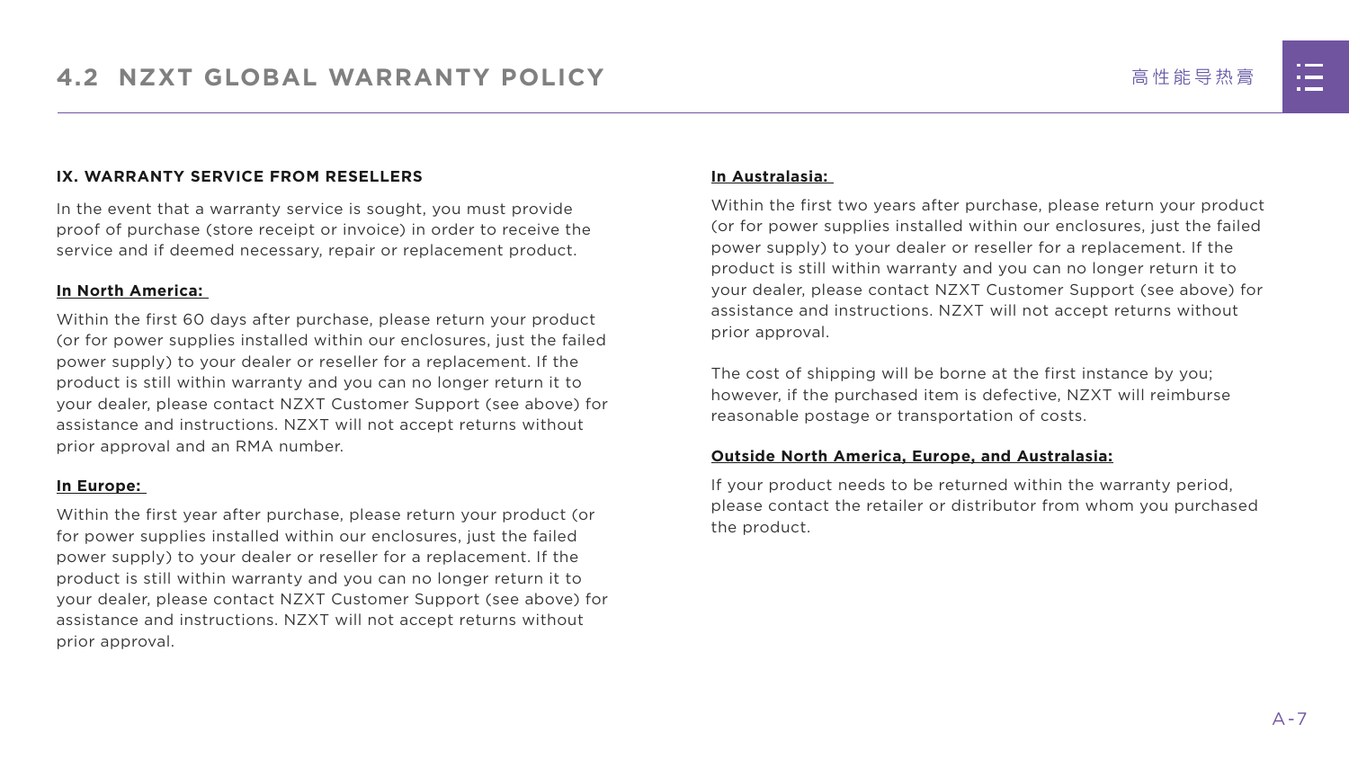### IX. WARRANTY SERVICE FROM RESELLERS

In the event that a warranty service is sought, you must provide proof of purchase (store receipt or invoice) in order to receive the service and if deemed necessary, repair or replacement product.

**In North America:**

Within the first 60 days after purchase, please return your product (or for power supplies installed within our enclosures, just the failed power supply) to your dealer or reseller for a replacement. If the product is still within warranty and you can no longer return it to your dealer, please contact NZXT Customer Support (see above) for assistance and instructions. NZXT will not accept returns without prior approval and an RMA number.

**In Europe:**

Within the first year after purchase, please return your product (or for power supplies installed within our enclosures, just the failed power supply) to your dealer or reseller for a replacement. If the product is still within warranty and you can no longer return it to your dealer, please contact NZXT Customer Support (see above) for assistance and instructions. NZXT will not accept returns without prior approval.

**In Australasia:**

Within the first two years after purchase, please return your product (or for power supplies installed within our enclosures, just the failed power supply) to your dealer or reseller for a replacement. If the product is still within warranty and you can no longer return it to your dealer, please contact NZXT Customer Support (see above) for assistance and instructions. NZXT will not accept returns without prior approval.

The cost of shipping will be borne at the first instance by you; however, if the purchased item is defective, NZXT will reimburse reasonable postage or transportation of costs.

**Outside North America, Europe, and Australasia:**

If your product needs to be returned within the warranty period, please contact the retailer or distributor from whom you purchased the product.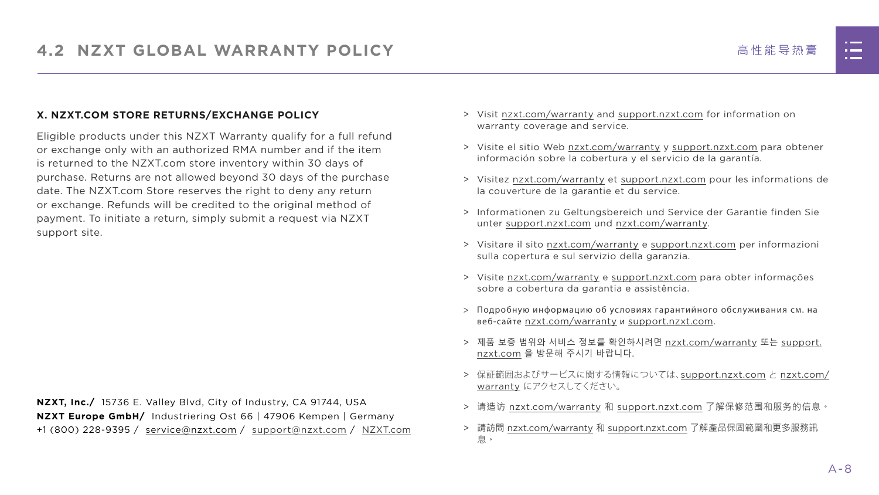# 4.2 NZXT GLOBAL WARRANTY POLICY

### X. NZXT.COM STORE RETURNS/EXCHANGE POLICY

Eligible products under this NZXT Warranty qualify for a full refund or exchange only with an authorized RMA number and if the item is returned to the NZXT.com store inventory within 30 days of purchase. Returns are not allowed beyond 30 days of the purchase date. The NZXT.com Store reserves the right to deny any return or exchange. Refunds will be credited to the original method of payment. To initiate a return, simply submit a request via NZXT support site.

**NZXT, Inc./** 15736 E. Valley Blvd, City of Industry, CA 91744, USA
**NZXT Europe GmbH/** Industriering Ost 66 | 47906 Kempen | Germany
+1 (800) 228-9395 / service@nzxt.com / support@nzxt.com / NZXT.com

> Visit nzxt.com/warranty and support.nzxt.com for information on warranty coverage and service.

> Visite el sitio Web nzxt.com/warranty y support.nzxt.com para obtener información sobre la cobertura y el servicio de la garantía.

> Visitez nzxt.com/warranty et support.nzxt.com pour les informations de la couverture de la garantie et du service.

> Informationen zu Geltungsbereich und Service der Garantie finden Sie unter support.nzxt.com und nzxt.com/warranty.

> Visitare il sito nzxt.com/warranty e support.nzxt.com per informazioni sulla copertura e sul servizio della garanzia.

> Visite nzxt.com/warranty e support.nzxt.com para obter informações sobre a cobertura da garantia e assistência.

> Подробную информацию об условиях гарантийного обслуживания см. на веб-сайте nzxt.com/warranty и support.nzxt.com.

> 제품 보증 범위와 서비스 정보를 확인하시려면 nzxt.com/warranty 또는 support.nzxt.com 을 방문해 주시기 바랍니다.

> 保証範囲およびサービスに関する情報については、support.nzxt.com と nzxt.com/warranty にアクセスしてください。

> 请造访 nzxt.com/warranty 和 support.nzxt.com 了解保修范围和服务的信息。

> 請訪問 nzxt.com/warranty 和 support.nzxt.com 了解產品保固範圍和更多服務訊息。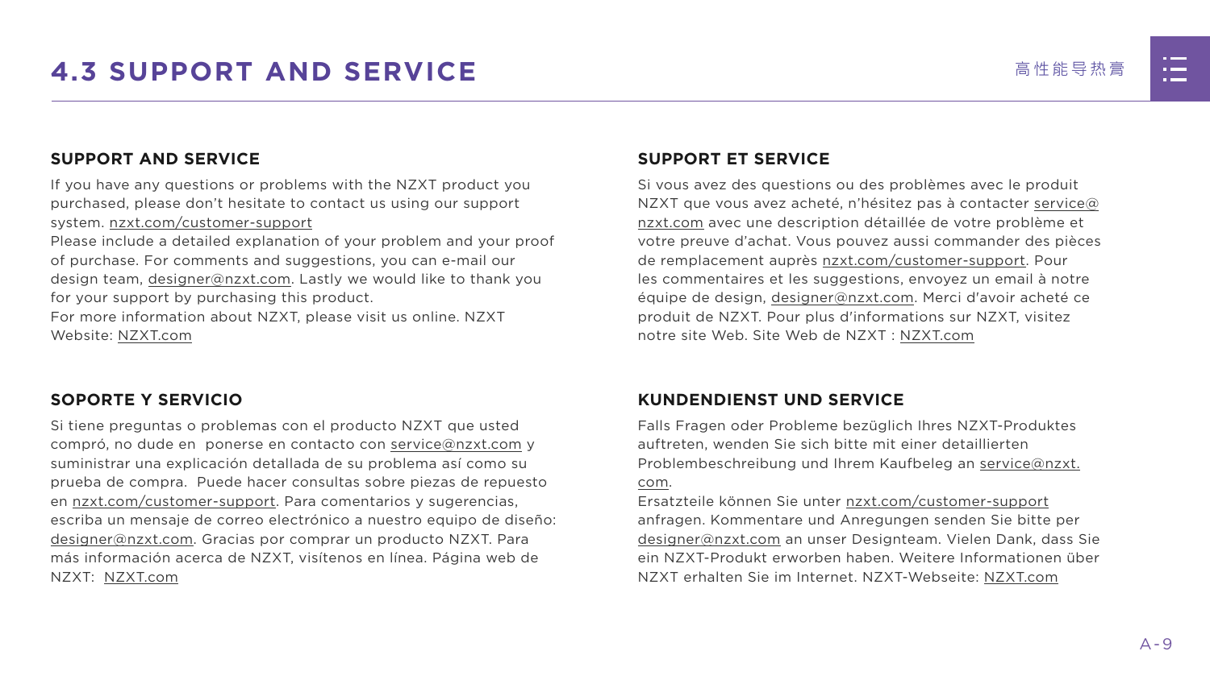# 4.3 SUPPORT AND SERVICE

## SUPPORT AND SERVICE

If you have any questions or problems with the NZXT product you purchased, please don't hesitate to contact us using our support system. nzxt.com/customer-support
Please include a detailed explanation of your problem and your proof of purchase. For comments and suggestions, you can e-mail our design team, designer@nzxt.com. Lastly we would like to thank you for your support by purchasing this product.
For more information about NZXT, please visit us online. NZXT Website: NZXT.com

## SUPPORT ET SERVICE

Si vous avez des questions ou des problèmes avec le produit NZXT que vous avez acheté, n'hésitez pas à contacter service@nzxt.com avec une description détaillée de votre problème et votre preuve d'achat. Vous pouvez aussi commander des pièces de remplacement auprès nzxt.com/customer-support. Pour les commentaires et les suggestions, envoyez un email à notre équipe de design, designer@nzxt.com. Merci d'avoir acheté ce produit de NZXT. Pour plus d'informations sur NZXT, visitez notre site Web. Site Web de NZXT : NZXT.com

## SOPORTE Y SERVICIO

Si tiene preguntas o problemas con el producto NZXT que usted compró, no dude en ponerse en contacto con service@nzxt.com y suministrar una explicación detallada de su problema así como su prueba de compra. Puede hacer consultas sobre piezas de repuesto en nzxt.com/customer-support. Para comentarios y sugerencias, escriba un mensaje de correo electrónico a nuestro equipo de diseño: designer@nzxt.com. Gracias por comprar un producto NZXT. Para más información acerca de NZXT, visítenos en línea. Página web de NZXT: NZXT.com

## KUNDENDIENST UND SERVICE

Falls Fragen oder Probleme bezüglich Ihres NZXT-Produktes auftreten, wenden Sie sich bitte mit einer detaillierten Problembeschreibung und Ihrem Kaufbeleg an service@nzxt.com.
Ersatzteile können Sie unter nzxt.com/customer-support anfragen. Kommentare und Anregungen senden Sie bitte per designer@nzxt.com an unser Designteam. Vielen Dank, dass Sie ein NZXT-Produkt erworben haben. Weitere Informationen über NZXT erhalten Sie im Internet. NZXT-Webseite: NZXT.com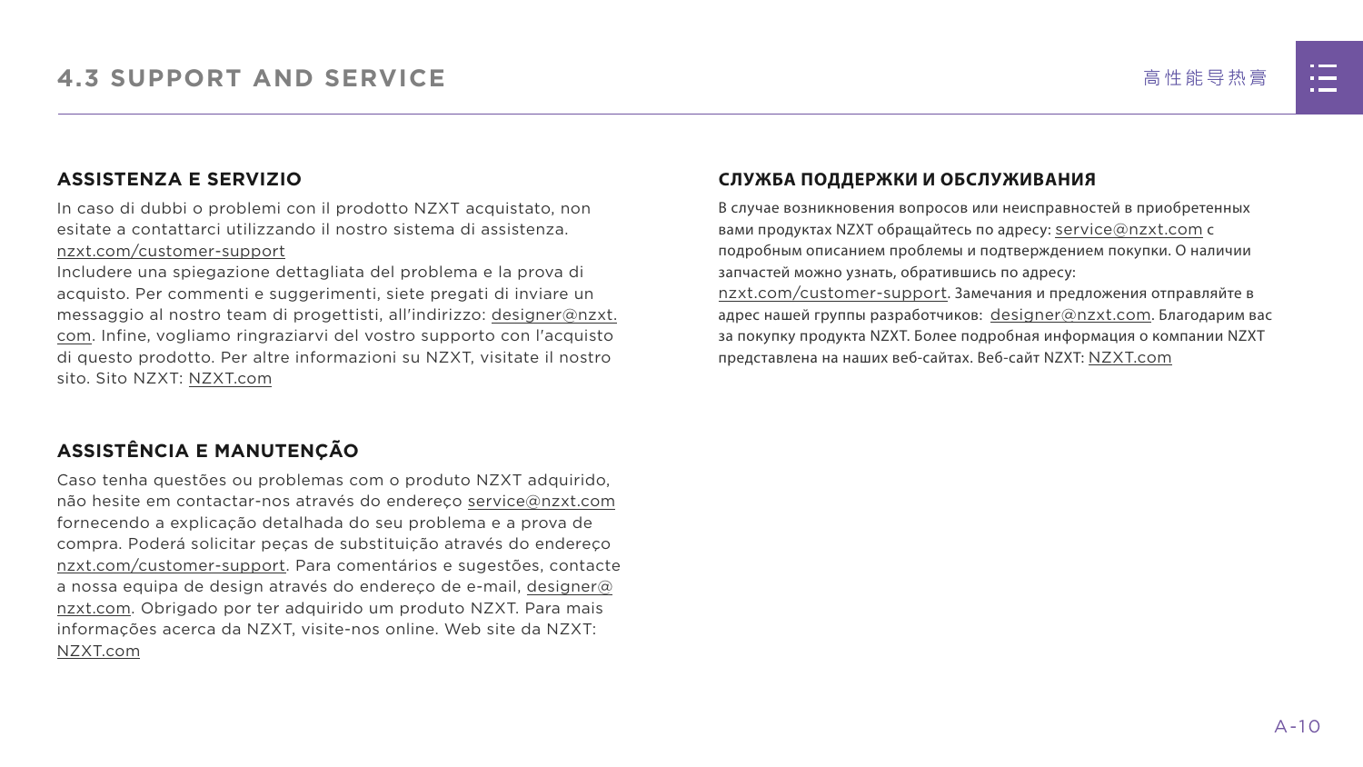## ASSISTENZA E SERVIZIO

In caso di dubbi o problemi con il prodotto NZXT acquistato, non esitate a contattarci utilizzando il nostro sistema di assistenza. nzxt.com/customer-support
Includere una spiegazione dettagliata del problema e la prova di acquisto. Per commenti e suggerimenti, siete pregati di inviare un messaggio al nostro team di progettisti, all'indirizzo: designer@nzxt.com. Infine, vogliamo ringraziarvi del vostro supporto con l'acquisto di questo prodotto. Per altre informazioni su NZXT, visitate il nostro sito. Sito NZXT: NZXT.com

## ASSISTÊNCIA E MANUTENÇÃO

Caso tenha questões ou problemas com o produto NZXT adquirido, não hesite em contactar-nos através do endereço service@nzxt.com fornecendo a explicação detalhada do seu problema e a prova de compra. Poderá solicitar peças de substituição através do endereço nzxt.com/customer-support. Para comentários e sugestões, contacte a nossa equipa de design através do endereço de e-mail, designer@nzxt.com. Obrigado por ter adquirido um produto NZXT. Para mais informações acerca da NZXT, visite-nos online. Web site da NZXT: NZXT.com

## СЛУЖБА ПОДДЕРЖКИ И ОБСЛУЖИВАНИЯ

В случае возникновения вопросов или неисправностей в приобретенных вами продуктах NZXT обращайтесь по адресу: service@nzxt.com с подробным описанием проблемы и подтверждением покупки. О наличии запчастей можно узнать, обратившись по адресу: nzxt.com/customer-support. Замечания и предложения отправляйте в адрес нашей группы разработчиков: designer@nzxt.com. Благодарим вас за покупку продукта NZXT. Более подробная информация о компании NZXT представлена на наших веб-сайтах. Веб-сайт NZXT: NZXT.com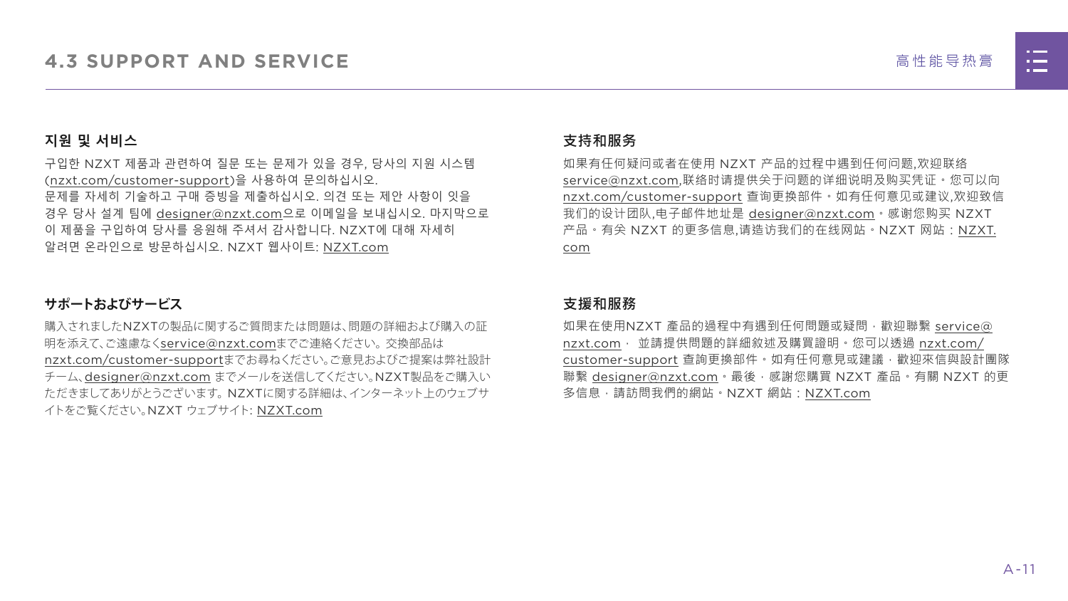## 4.3 SUPPORT AND SERVICE

### 지원 및 서비스

구입한 NZXT 제품과 관련하여 질문 또는 문제가 있을 경우, 당사의 지원 시스템 (nzxt.com/customer-support)을 사용하여 문의하십시오.
문제를 자세히 기술하고 구매 증빙을 제출하십시오. 의견 또는 제안 사항이 잇을 경우 당사 설계 팀에 designer@nzxt.com으로 이메일을 보내십시오. 마지막으로 이 제품을 구입하여 당사를 응원해 주셔서 감사합니다. NZXT에 대해 자세히 알려면 온라인으로 방문하십시오. NZXT 웹사이트: NZXT.com

### サポートおよびサービス

購入されましたNZXTの製品に関するご質問または問題は、問題の詳細および購入の証明を添えて、ご遠慮なくservice@nzxt.comまでご連絡ください。交換部品は nzxt.com/customer-supportまでお尋ねください。ご意見およびご提案は弊社設計チーム、designer@nzxt.com までメールを送信してください。NZXT製品をご購入いただきましてありがとうございます。NZXTに関する詳細は、インターネット上のウェブサイトをご覧ください。NZXT ウェブサイト: NZXT.com

### 支持和服务

如果有任何疑问或者在使用 NZXT 产品的过程中遇到任何问题,欢迎联络 service@nzxt.com,联络时请提供关于问题的详细说明及购买凭证。您可以向 nzxt.com/customer-support 查询更换部件。如有任何意见或建议,欢迎致信我们的设计团队,电子邮件地址是 designer@nzxt.com。感谢您购买 NZXT 产品。有关 NZXT 的更多信息,请造访我们的在线网站。NZXT 网站：NZXT.com

### 支援和服務

如果在使用NZXT 產品的過程中有遇到任何問題或疑問，歡迎聯繫 service@nzxt.com， 並請提供問題的詳細敘述及購買證明。您可以透過 nzxt.com/customer-support 查詢更換部件。如有任何意見或建議，歡迎來信與設計團隊聯繫 designer@nzxt.com。最後，感謝您購買 NZXT 產品。有關 NZXT 的更多信息，請訪問我們的網站。NZXT 網站：NZXT.com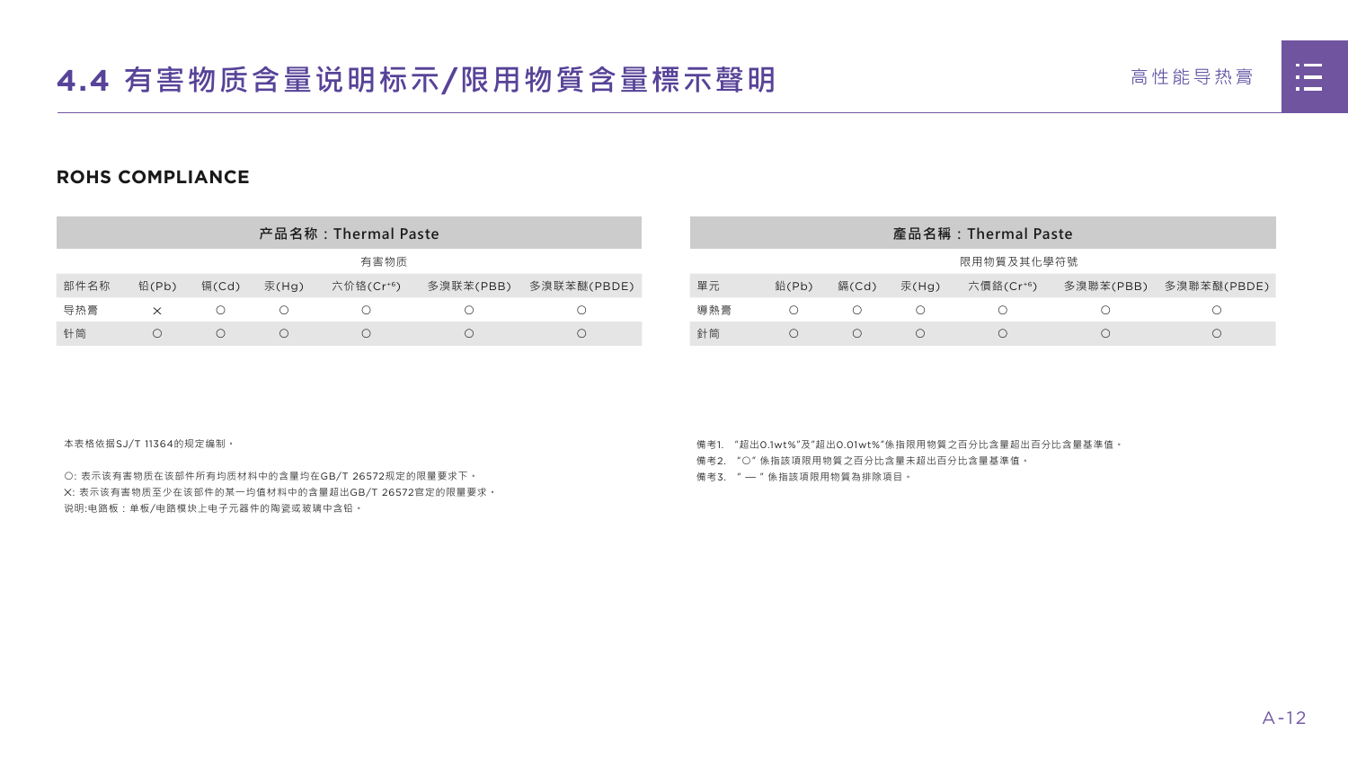# 4.4 有害物质含量说明标示/限用物質含量標示聲明

## ROHS COMPLIANCE

| 产品名称：Thermal Paste | | | | | | |
|---|---|---|---|---|---|---|
| | 有害物质 | | | | | |
| 部件名称 | 铅(Pb) | 镉(Cd) | 汞(Hg) | 六价铬($Cr^{+6}$) | 多溴联苯(PBB) | 多溴联苯醚(PBDE) |
| 导热膏 | × | ○ | ○ | ○ | ○ | ○ |
| 针筒 | ○ | ○ | ○ | ○ | ○ | ○ |

本表格依据SJ/T 11364的规定编制。

○: 表示该有害物质在该部件所有均质材料中的含量均在GB/T 26572规定的限量要求下。
×: 表示该有害物质至少在该部件的某一均值材料中的含量超出GB/T 26572官定的限量要求。
说明:电路板：单板/电路模块上电子元器件的陶瓷或玻璃中含铅。

| 產品名稱：Thermal Paste | | | | | | |
|---|---|---|---|---|---|---|
| | 限用物質及其化學符號 | | | | | |
| 單元 | 鉛(Pb) | 鎘(Cd) | 汞(Hg) | 六價鉻($Cr^{+6}$) | 多溴聯苯(PBB) | 多溴聯苯醚(PBDE) |
| 導熱膏 | ○ | ○ | ○ | ○ | ○ | ○ |
| 針筒 | ○ | ○ | ○ | ○ | ○ | ○ |

備考1. "超出0.1wt%"及"超出0.01wt%"係指限用物質之百分比含量超出百分比含量基準值。
備考2. "○" 係指該項限用物質之百分比含量未超出百分比含量基準值。
備考3. " — " 係指該項限用物質為排除項目。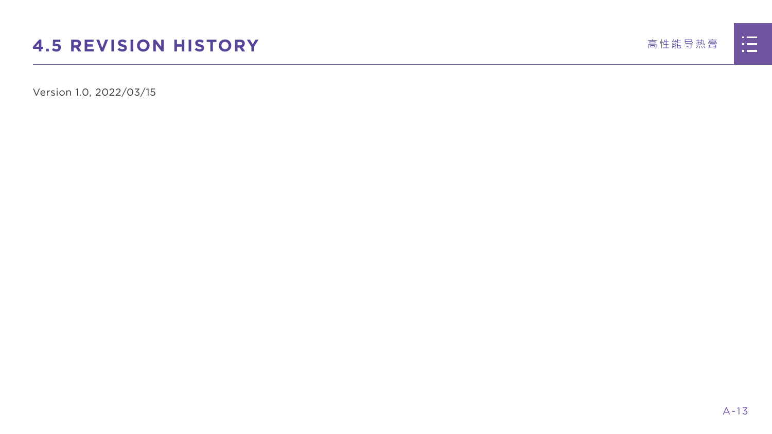## 4.5 REVISION HISTORY

Version 1.0, 2022/03/15